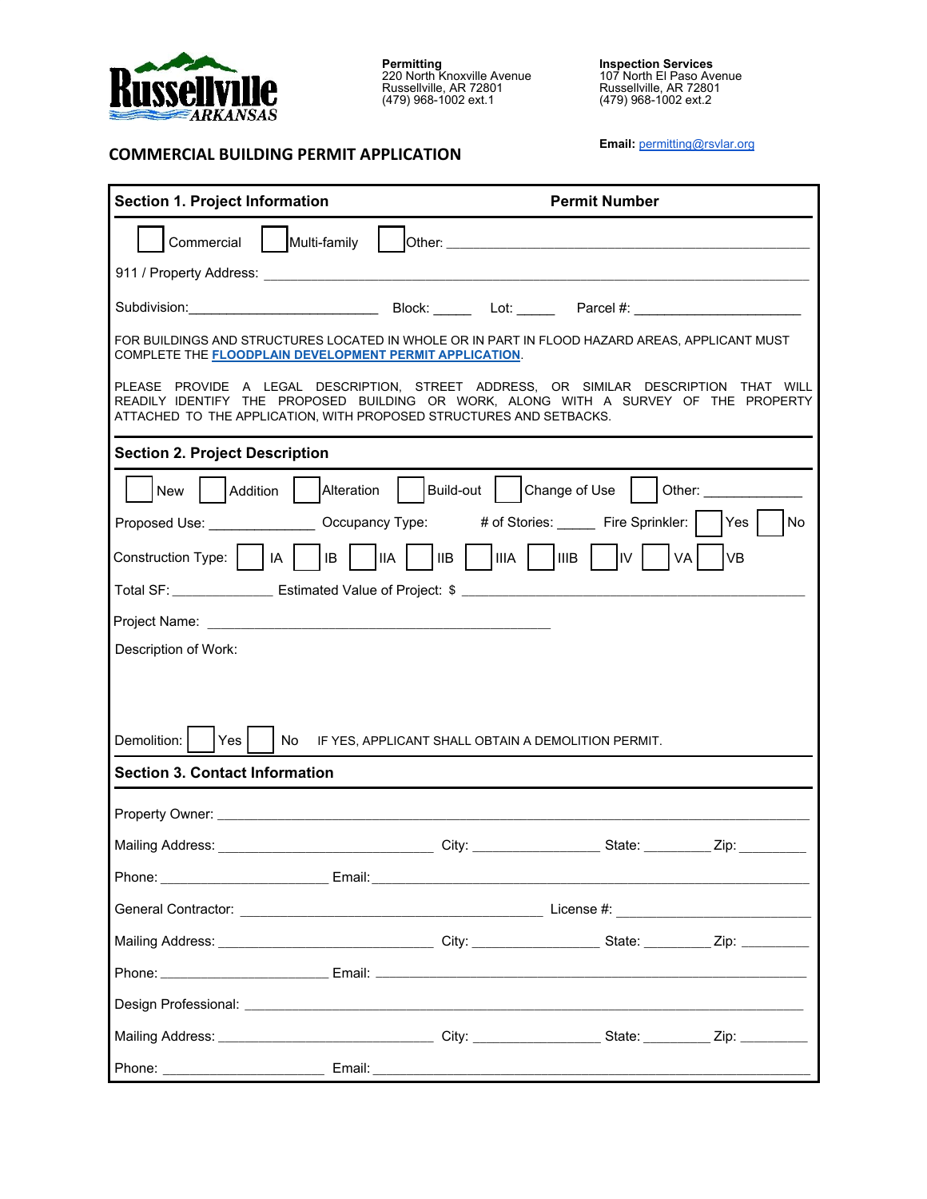Russellville ARKANSAS

**Permitting**
220 North Knoxville Avenue
Russellville, AR 72801
(479) 968-1002 ext.1

**Inspection Services**
107 North El Paso Avenue
Russellville, AR 72801
(479) 968-1002 ext.2

**Email:** permitting@rsvlar.org

# COMMERCIAL BUILDING PERMIT APPLICATION

## Section 1. Project Information

**Permit Number**

☐ Commercial ☐ Multi-family ☐ Other: ____________________

911 / Property Address: ____________________

Subdivision: ____________________ Block: _____ Lot: _____ Parcel #: ____________________

FOR BUILDINGS AND STRUCTURES LOCATED IN WHOLE OR IN PART IN FLOOD HAZARD AREAS, APPLICANT MUST COMPLETE THE **FLOODPLAIN DEVELOPMENT PERMIT APPLICATION**.

PLEASE PROVIDE A LEGAL DESCRIPTION, STREET ADDRESS, OR SIMILAR DESCRIPTION THAT WILL READILY IDENTIFY THE PROPOSED BUILDING OR WORK, ALONG WITH A SURVEY OF THE PROPERTY ATTACHED TO THE APPLICATION, WITH PROPOSED STRUCTURES AND SETBACKS.

## Section 2. Project Description

☐ New ☐ Addition ☐ Alteration ☐ Build-out ☐ Change of Use ☐ Other: ____________

Proposed Use: ____________ Occupancy Type: # of Stories: _____ Fire Sprinkler: ☐ Yes ☐ No

Construction Type: ☐ IA ☐ IB ☐ IIA ☐ IIB ☐ IIIA ☐ IIIB ☐ IV ☐ VA ☐ VB

Total SF: ____________ Estimated Value of Project: $ ____________________

Project Name: ____________________

Description of Work:

Demolition: ☐ Yes ☐ No IF YES, APPLICANT SHALL OBTAIN A DEMOLITION PERMIT.

## Section 3. Contact Information

Property Owner: ____________________

Mailing Address: ____________________ City: ______________ State: ________ Zip: ________

Phone: ____________________ Email: ____________________

General Contractor: ____________________ License #: ____________________

Mailing Address: ____________________ City: ______________ State: ________ Zip: ________

Phone: ____________________ Email: ____________________

Design Professional: ____________________

Mailing Address: ____________________ City: ______________ State: ________ Zip: ________

Phone: ____________________ Email: ____________________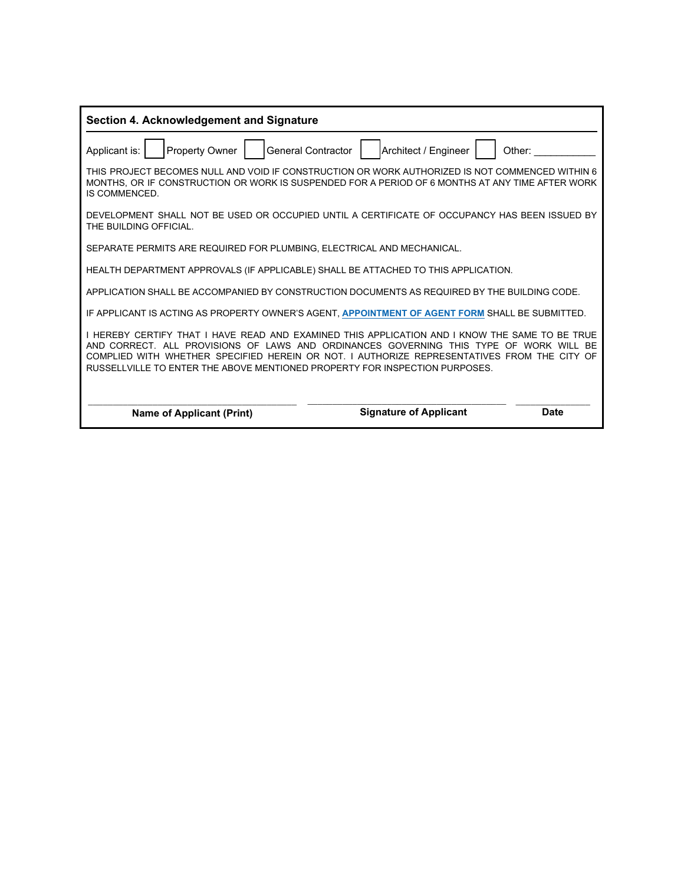## Section 4. Acknowledgement and Signature

Applicant is: ☐ Property Owner ☐ General Contractor ☐ Architect / Engineer ☐ Other: ___________

THIS PROJECT BECOMES NULL AND VOID IF CONSTRUCTION OR WORK AUTHORIZED IS NOT COMMENCED WITHIN 6 MONTHS, OR IF CONSTRUCTION OR WORK IS SUSPENDED FOR A PERIOD OF 6 MONTHS AT ANY TIME AFTER WORK IS COMMENCED.

DEVELOPMENT SHALL NOT BE USED OR OCCUPIED UNTIL A CERTIFICATE OF OCCUPANCY HAS BEEN ISSUED BY THE BUILDING OFFICIAL.

SEPARATE PERMITS ARE REQUIRED FOR PLUMBING, ELECTRICAL AND MECHANICAL.

HEALTH DEPARTMENT APPROVALS (IF APPLICABLE) SHALL BE ATTACHED TO THIS APPLICATION.

APPLICATION SHALL BE ACCOMPANIED BY CONSTRUCTION DOCUMENTS AS REQUIRED BY THE BUILDING CODE.

IF APPLICANT IS ACTING AS PROPERTY OWNER'S AGENT, **APPOINTMENT OF AGENT FORM** SHALL BE SUBMITTED.

I HEREBY CERTIFY THAT I HAVE READ AND EXAMINED THIS APPLICATION AND I KNOW THE SAME TO BE TRUE AND CORRECT. ALL PROVISIONS OF LAWS AND ORDINANCES GOVERNING THIS TYPE OF WORK WILL BE COMPLIED WITH WHETHER SPECIFIED HEREIN OR NOT. I AUTHORIZE REPRESENTATIVES FROM THE CITY OF RUSSELLVILLE TO ENTER THE ABOVE MENTIONED PROPERTY FOR INSPECTION PURPOSES.

| | | |
|---|---|---|
| ______________________________ | ______________________________ | ____________ |
| **Name of Applicant (Print)** | **Signature of Applicant** | **Date** |